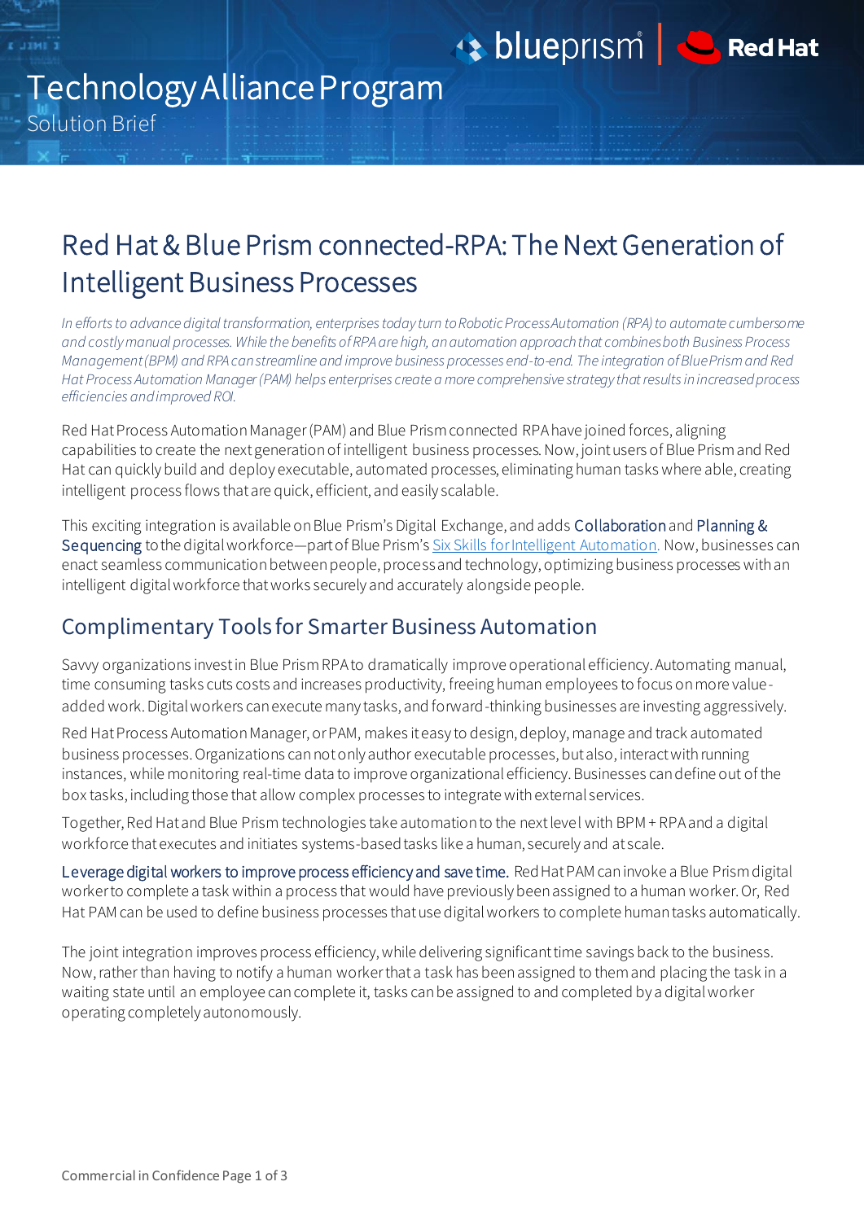Technology Alliance Program

Solution Brief

# Red Hat & Blue Prism connected-RPA: The Next Generation of Intelligent Business Processes

*In efforts to advance digital transformation, enterprises today turn to Robotic Process Automation (RPA) to automate cumbersome and costly manual processes. While the benefits of RPA are high, an automation approach that combines both Business Process Management (BPM) and RPA can streamline and improve business processes end-to-end. The integration of Blue Prism and Red Hat Process Automation Manager (PAM) helps enterprises create a more comprehensive strategy that results in increased process efficiencies and improved ROI.*

Red Hat Process Automation Manager (PAM) and Blue Prism connected RPA have joined forces, aligning capabilities to create the next generation of intelligent business processes. Now, joint users of Blue Prism and Red Hat can quickly build and deploy executable, automated processes, eliminating human tasks where able, creating intelligent process flows that are quick, efficient, and easily scalable.

This exciting integration is available on Blue Prism's Digital Exchange, and adds Collaboration and Planning & Sequencing to the digital workforce—part of Blue Prism's Six Skills for Intelligent Automation. Now, businesses can enact seamless communication between people, process and technology, optimizing business processes with an intelligent digital workforce that works securely and accurately alongside people.

## Complimentary Tools for Smarter Business Automation

Savvy organizations invest in Blue Prism RPA to dramatically improve operational efficiency. Automating manual, time consuming tasks cuts costs and increases productivity, freeing human employees to focus on more value-added work. Digital workers can execute many tasks, and forward-thinking businesses are investing aggressively.

Red Hat Process Automation Manager, or PAM, makes it easy to design, deploy, manage and track automated business processes. Organizations can not only author executable processes, but also, interact with running instances, while monitoring real-time data to improve organizational efficiency. Businesses can define out of the box tasks, including those that allow complex processes to integrate with external services.

Together, Red Hat and Blue Prism technologies take automation to the next level with BPM + RPA and a digital workforce that executes and initiates systems-based tasks like a human, securely and at scale.

**Leverage digital workers to improve process efficiency and save time.** Red Hat PAM can invoke a Blue Prism digital worker to complete a task within a process that would have previously been assigned to a human worker. Or, Red Hat PAM can be used to define business processes that use digital workers to complete human tasks automatically.

The joint integration improves process efficiency, while delivering significant time savings back to the business. Now, rather than having to notify a human worker that a task has been assigned to them and placing the task in a waiting state until an employee can complete it, tasks can be assigned to and completed by a digital worker operating completely autonomously.

Commercial in Confidence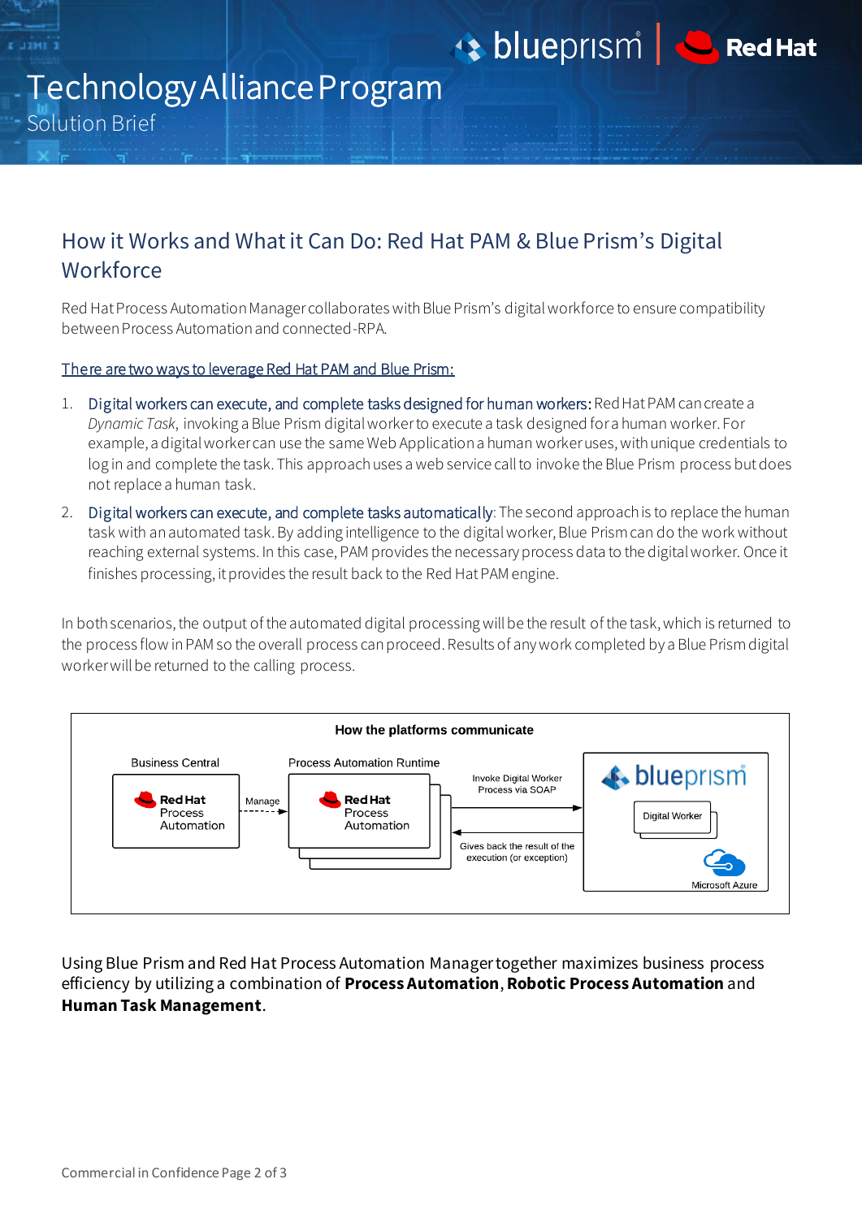# How it Works and What it Can Do: Red Hat PAM & Blue Prism's Digital Workforce

Red Hat Process Automation Manager collaborates with Blue Prism's digital workforce to ensure compatibility between Process Automation and connected-RPA.

There are two ways to leverage Red Hat PAM and Blue Prism:

1. Digital workers can execute, and complete tasks designed for human workers: Red Hat PAM can create a *Dynamic Task*, invoking a Blue Prism digital worker to execute a task designed for a human worker. For example, a digital worker can use the same Web Application a human worker uses, with unique credentials to log in and complete the task. This approach uses a web service call to invoke the Blue Prism process but does not replace a human task.
2. Digital workers can execute, and complete tasks automatically: The second approach is to replace the human task with an automated task. By adding intelligence to the digital worker, Blue Prism can do the work without reaching external systems. In this case, PAM provides the necessary process data to the digital worker. Once it finishes processing, it provides the result back to the Red Hat PAM engine.

In both scenarios, the output of the automated digital processing will be the result of the task, which is returned to the process flow in PAM so the overall process can proceed. Results of any work completed by a Blue Prism digital worker will be returned to the calling process.

**How the platforms communicate**

Business Central: Red Hat Process Automation —Manage→ Process Automation Runtime: Red Hat Process Automation —Invoke Digital Worker Process via SOAP→ blueprism (Digital Worker, Microsoft Azure) —Gives back the result of the execution (or exception)→ Process Automation Runtime

Using Blue Prism and Red Hat Process Automation Manager together maximizes business process efficiency by utilizing a combination of **Process Automation**, **Robotic Process Automation** and **Human Task Management**.

Commercial in Confidence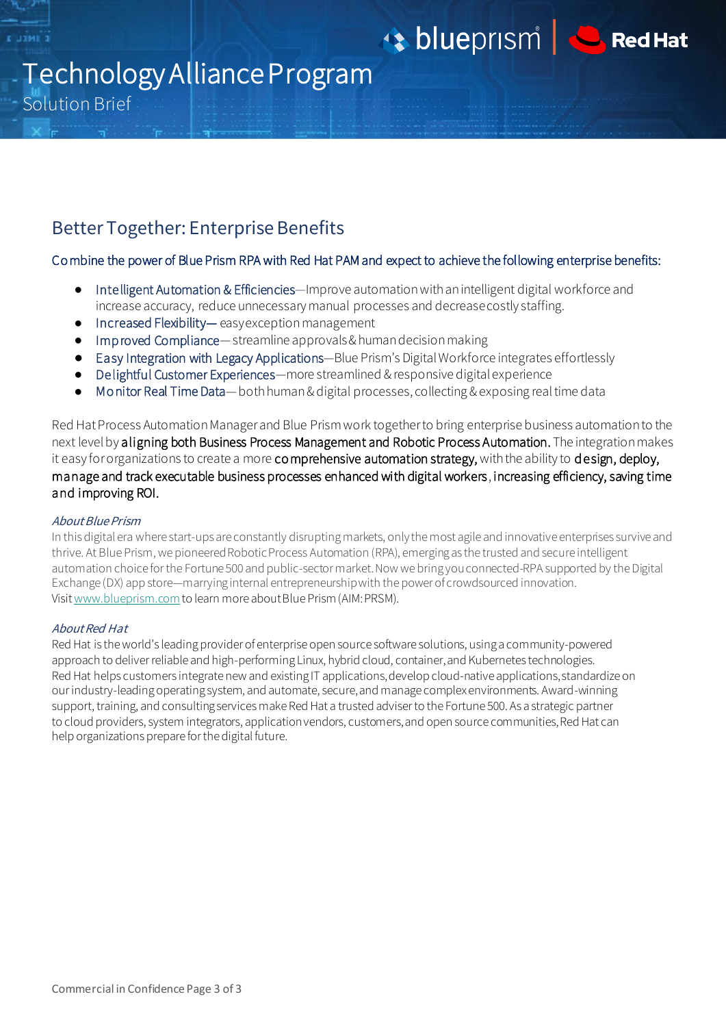# Technology Alliance Program

Solution Brief

## Better Together: Enterprise Benefits

Combine the power of Blue Prism RPA with Red Hat PAM and expect to achieve the following enterprise benefits:

- Intelligent Automation & Efficiencies—Improve automation with an intelligent digital workforce and increase accuracy, reduce unnecessary manual processes and decrease costly staffing.
- Increased Flexibility— easy exception management
- Improved Compliance— streamline approvals & human decision making
- Easy Integration with Legacy Applications—Blue Prism's Digital Workforce integrates effortlessly
- Delightful Customer Experiences—more streamlined & responsive digital experience
- Monitor Real Time Data— both human & digital processes, collecting & exposing real time data

Red Hat Process Automation Manager and Blue Prism work together to bring enterprise business automation to the next level by **aligning both Business Process Management and Robotic Process Automation.** The integration makes it easy for organizations to create a more **comprehensive automation strategy,** with the ability to **design, deploy, manage and track executable business processes enhanced with digital workers**, **increasing efficiency, saving time and improving ROI.**

*About Blue Prism*

In this digital era where start-ups are constantly disrupting markets, only the most agile and innovative enterprises survive and thrive. At Blue Prism, we pioneered Robotic Process Automation (RPA), emerging as the trusted and secure intelligent automation choice for the Fortune 500 and public-sector market. Now we bring you connected-RPA supported by the Digital Exchange (DX) app store—marrying internal entrepreneurship with the power of crowdsourced innovation. Visit www.blueprism.com to learn more about Blue Prism (AIM: PRSM).

*About Red Hat*

Red Hat is the world's leading provider of enterprise open source software solutions, using a community-powered approach to deliver reliable and high-performing Linux, hybrid cloud, container, and Kubernetes technologies. Red Hat helps customers integrate new and existing IT applications, develop cloud-native applications, standardize on our industry-leading operating system, and automate, secure, and manage complex environments. Award-winning support, training, and consulting services make Red Hat a trusted adviser to the Fortune 500. As a strategic partner to cloud providers, system integrators, application vendors, customers, and open source communities, Red Hat can help organizations prepare for the digital future.

Commercial in Confidence